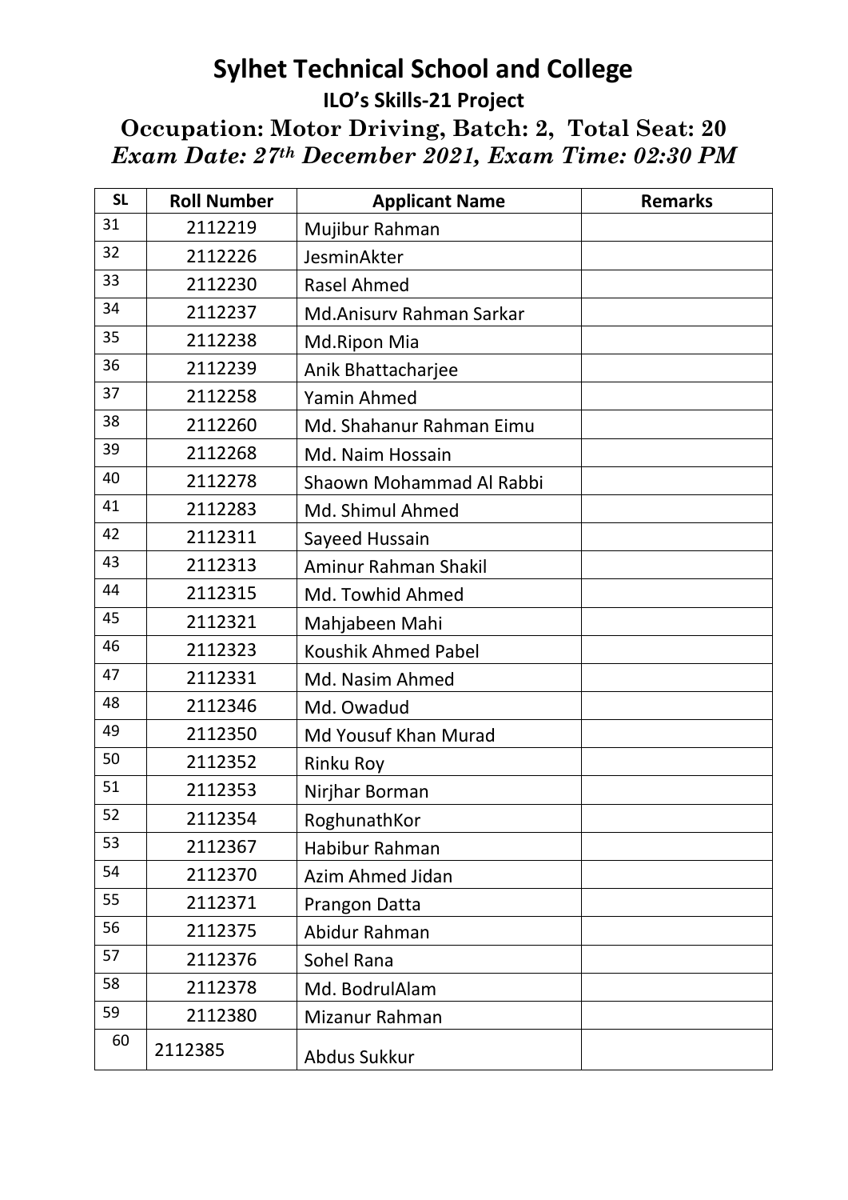# Sylhet Technical School and College

## ILO's Skills-21 Project

### Occupation: Motor Driving, Batch: 2, Total Seat: 20

### *Exam Date: 27th December 2021, Exam Time: 02:30 PM*

| SL | Roll Number | Applicant Name | Remarks |
|---|---|---|---|
| 31 | 2112219 | Mujibur Rahman | |
| 32 | 2112226 | JesminAkter | |
| 33 | 2112230 | Rasel Ahmed | |
| 34 | 2112237 | Md.Anisurv Rahman Sarkar | |
| 35 | 2112238 | Md.Ripon Mia | |
| 36 | 2112239 | Anik Bhattacharjee | |
| 37 | 2112258 | Yamin Ahmed | |
| 38 | 2112260 | Md. Shahanur Rahman Eimu | |
| 39 | 2112268 | Md. Naim Hossain | |
| 40 | 2112278 | Shaown Mohammad Al Rabbi | |
| 41 | 2112283 | Md. Shimul Ahmed | |
| 42 | 2112311 | Sayeed Hussain | |
| 43 | 2112313 | Aminur Rahman Shakil | |
| 44 | 2112315 | Md. Towhid Ahmed | |
| 45 | 2112321 | Mahjabeen Mahi | |
| 46 | 2112323 | Koushik Ahmed Pabel | |
| 47 | 2112331 | Md. Nasim Ahmed | |
| 48 | 2112346 | Md. Owadud | |
| 49 | 2112350 | Md Yousuf Khan Murad | |
| 50 | 2112352 | Rinku Roy | |
| 51 | 2112353 | Nirjhar Borman | |
| 52 | 2112354 | RoghunathKor | |
| 53 | 2112367 | Habibur Rahman | |
| 54 | 2112370 | Azim Ahmed Jidan | |
| 55 | 2112371 | Prangon Datta | |
| 56 | 2112375 | Abidur Rahman | |
| 57 | 2112376 | Sohel Rana | |
| 58 | 2112378 | Md. BodrulAlam | |
| 59 | 2112380 | Mizanur Rahman | |
| 60 | 2112385 | Abdus Sukkur | |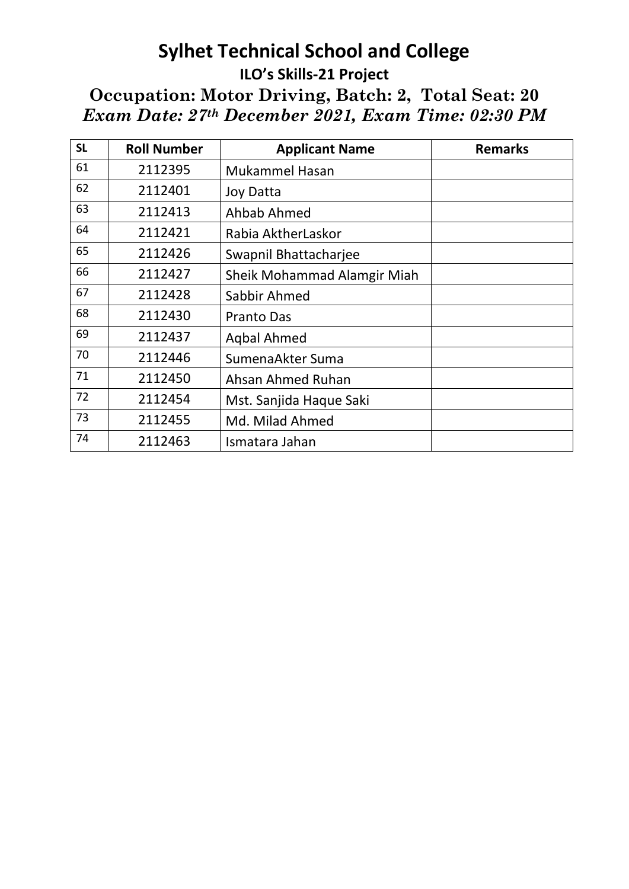# Sylhet Technical School and College

## ILO's Skills-21 Project

### Occupation: Motor Driving, Batch: 2, Total Seat: 20

***Exam Date: 27th December 2021, Exam Time: 02:30 PM***

| SL | Roll Number | Applicant Name | Remarks |
|---|---|---|---|
| 61 | 2112395 | Mukammel Hasan | |
| 62 | 2112401 | Joy Datta | |
| 63 | 2112413 | Ahbab Ahmed | |
| 64 | 2112421 | Rabia AktherLaskor | |
| 65 | 2112426 | Swapnil Bhattacharjee | |
| 66 | 2112427 | Sheik Mohammad Alamgir Miah | |
| 67 | 2112428 | Sabbir Ahmed | |
| 68 | 2112430 | Pranto Das | |
| 69 | 2112437 | Aqbal Ahmed | |
| 70 | 2112446 | SumenaAkter Suma | |
| 71 | 2112450 | Ahsan Ahmed Ruhan | |
| 72 | 2112454 | Mst. Sanjida Haque Saki | |
| 73 | 2112455 | Md. Milad Ahmed | |
| 74 | 2112463 | Ismatara Jahan | |